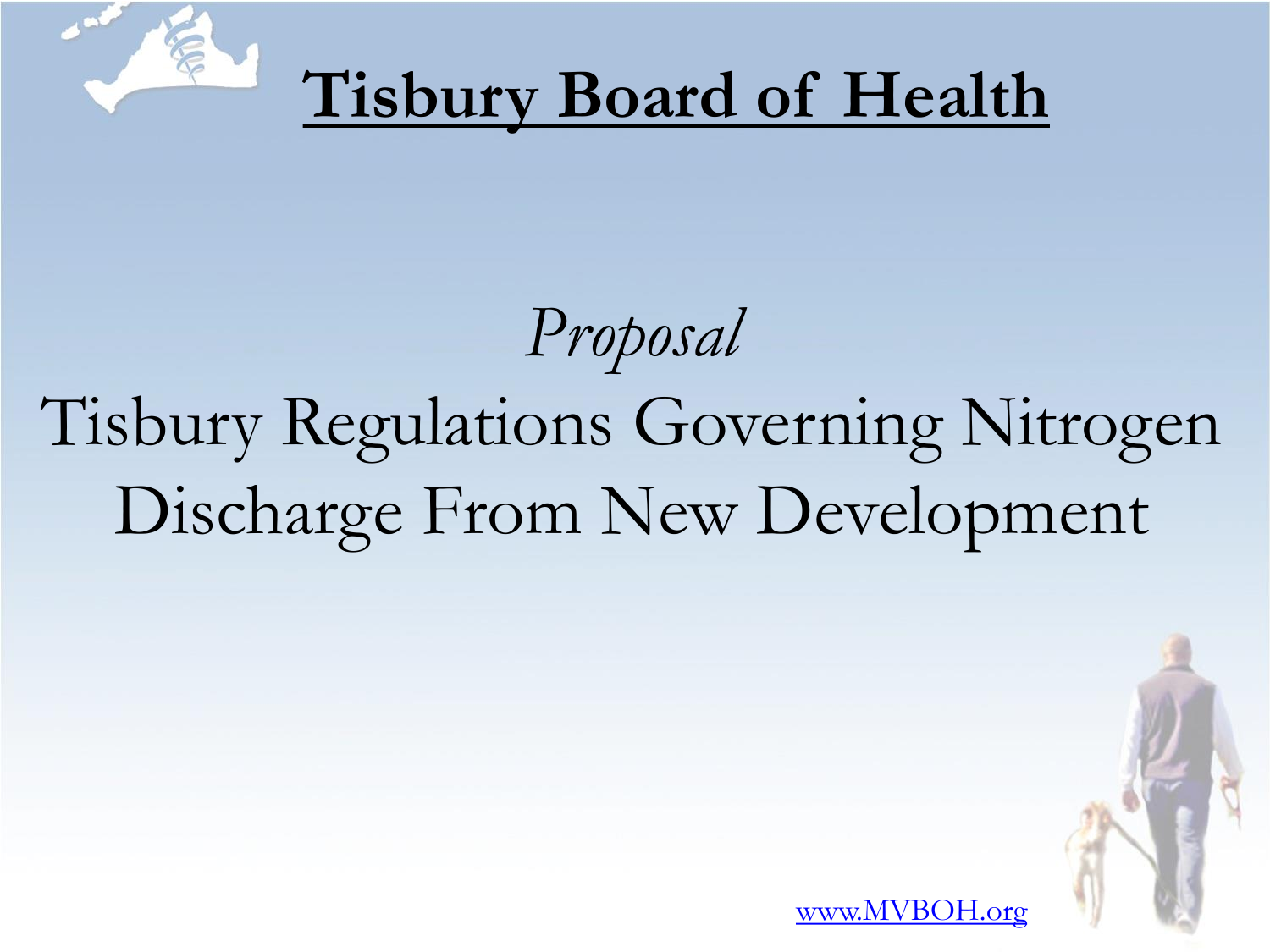# Tisbury Board of Health

*Proposal*

## Tisbury Regulations Governing Nitrogen Discharge From New Development

www.MVBOH.org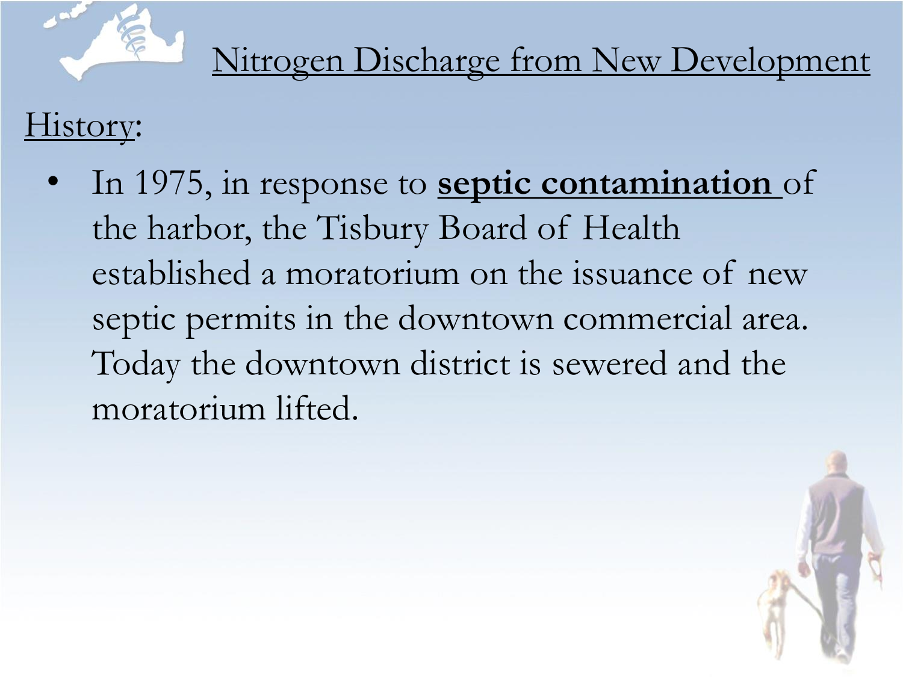# Nitrogen Discharge from New Development

## History:

- In 1975, in response to **septic contamination** of the harbor, the Tisbury Board of Health established a moratorium on the issuance of new septic permits in the downtown commercial area. Today the downtown district is sewered and the moratorium lifted.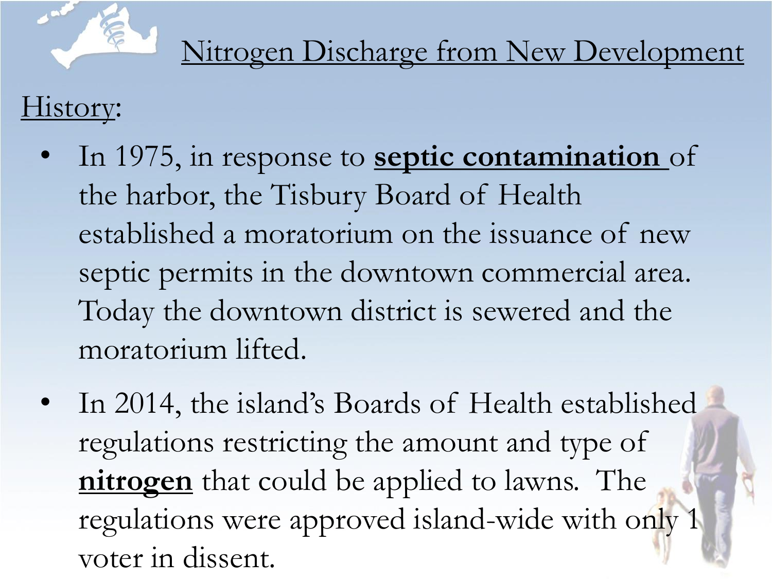# Nitrogen Discharge from New Development

History:

- In 1975, in response to **septic contamination** of the harbor, the Tisbury Board of Health established a moratorium on the issuance of new septic permits in the downtown commercial area. Today the downtown district is sewered and the moratorium lifted.
- In 2014, the island's Boards of Health established regulations restricting the amount and type of **nitrogen** that could be applied to lawns. The regulations were approved island-wide with only 1 voter in dissent.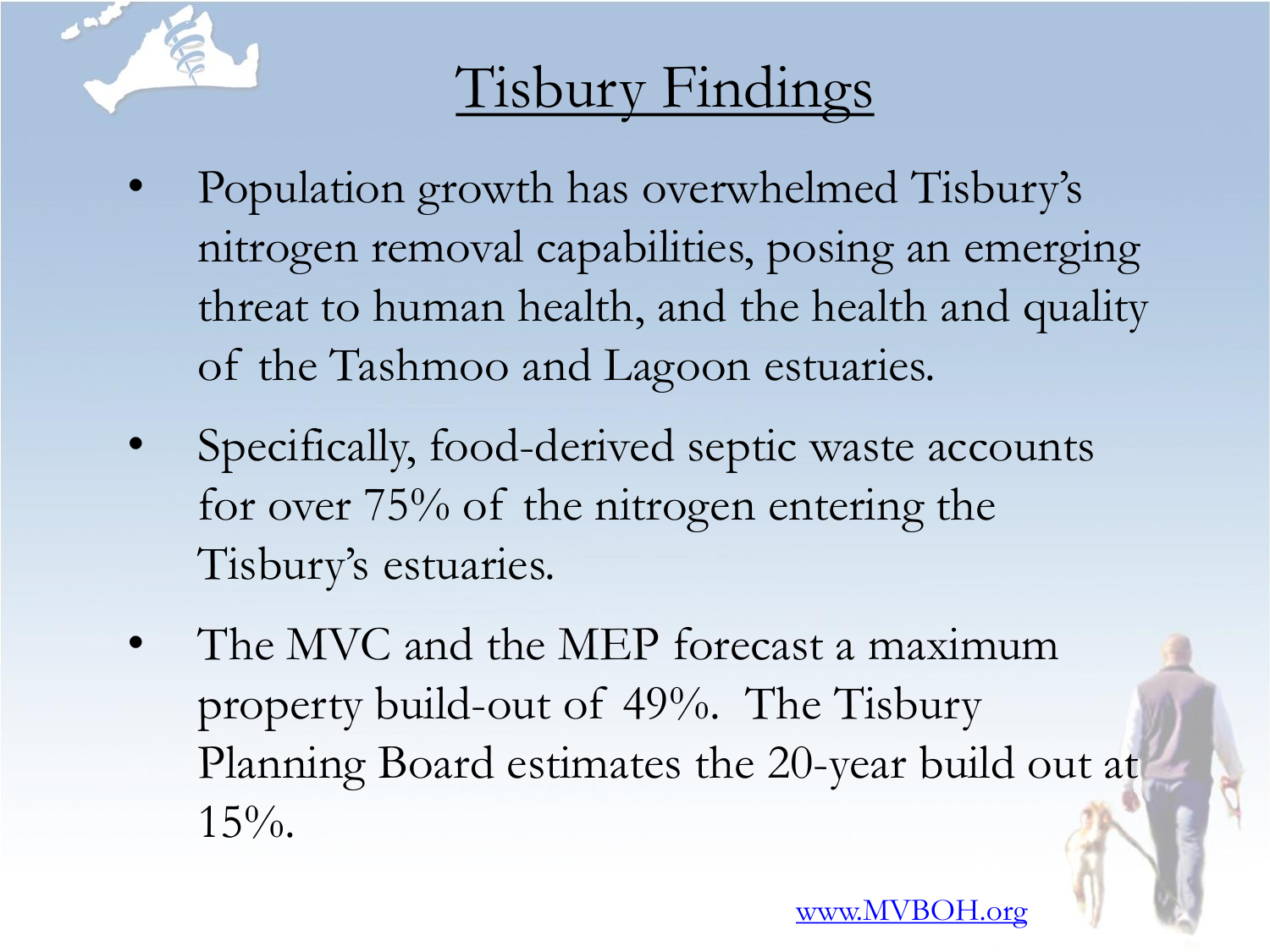# Tisbury Findings

- Population growth has overwhelmed Tisbury's nitrogen removal capabilities, posing an emerging threat to human health, and the health and quality of the Tashmoo and Lagoon estuaries.
- Specifically, food-derived septic waste accounts for over 75% of the nitrogen entering the Tisbury's estuaries.
- The MVC and the MEP forecast a maximum property build-out of 49%. The Tisbury Planning Board estimates the 20-year build out at 15%.

www.MVBOH.org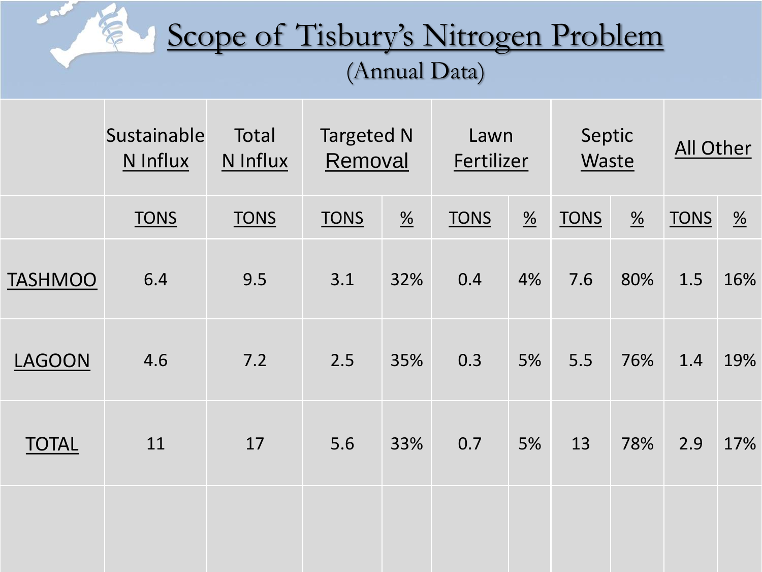# Scope of Tisbury's Nitrogen Problem

## (Annual Data)

| | Sustainable N Influx | Total N Influx | Targeted N Removal | | Lawn Fertilizer | | Septic Waste | | All Other | |
|---|---|---|---|---|---|---|---|---|---|---|
| | TONS | TONS | TONS | % | TONS | % | TONS | % | TONS | % |
| TASHMOO | 6.4 | 9.5 | 3.1 | 32% | 0.4 | 4% | 7.6 | 80% | 1.5 | 16% |
| LAGOON | 4.6 | 7.2 | 2.5 | 35% | 0.3 | 5% | 5.5 | 76% | 1.4 | 19% |
| TOTAL | 11 | 17 | 5.6 | 33% | 0.7 | 5% | 13 | 78% | 2.9 | 17% |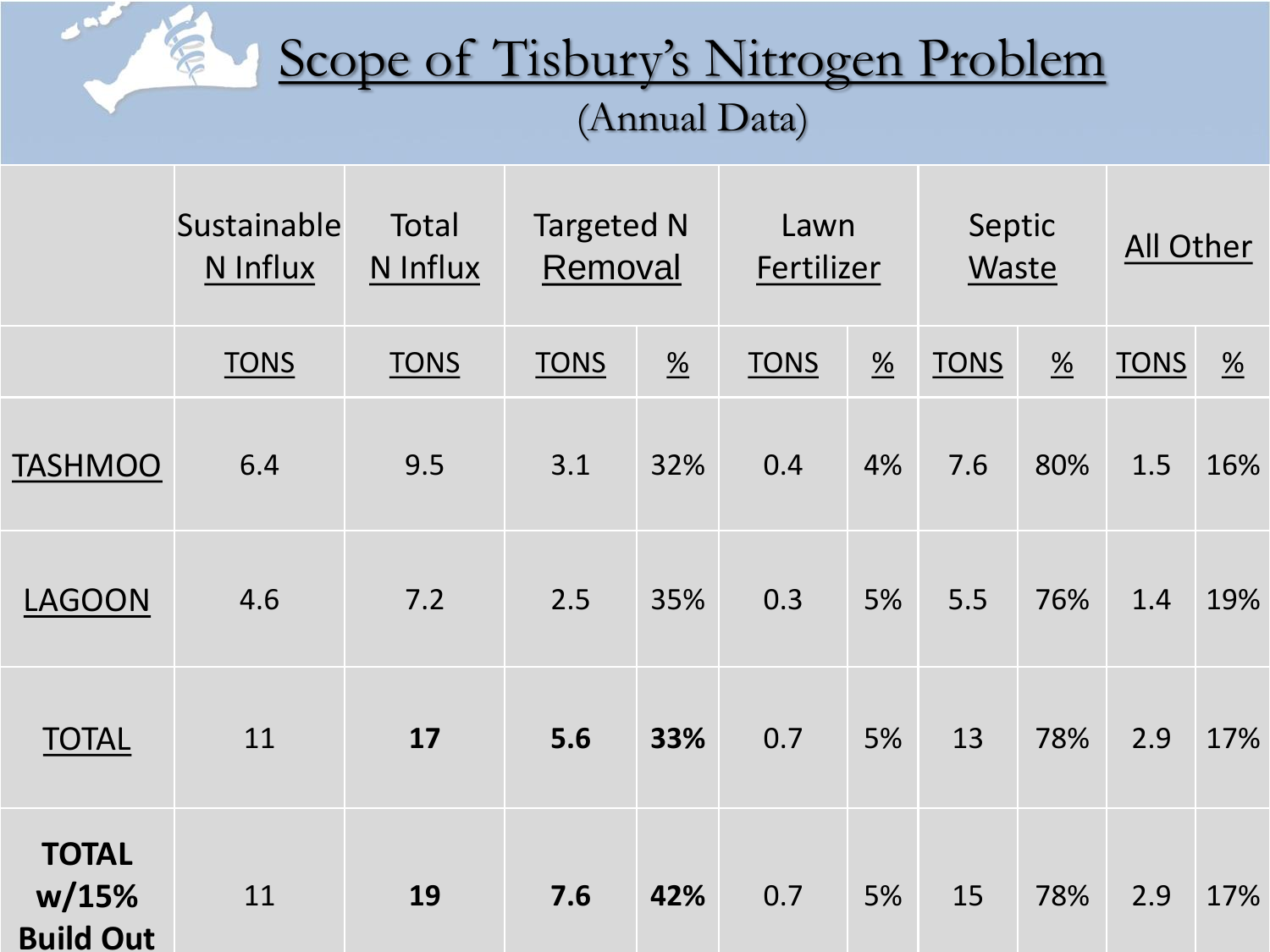# Scope of Tisbury's Nitrogen Problem

(Annual Data)

| | Sustainable N Influx | Total N Influx | Targeted N Removal | | Lawn Fertilizer | | Septic Waste | | All Other | |
|---|---|---|---|---|---|---|---|---|---|---|
| | TONS | TONS | TONS | % | TONS | % | TONS | % | TONS | % |
| TASHMOO | 6.4 | 9.5 | 3.1 | 32% | 0.4 | 4% | 7.6 | 80% | 1.5 | 16% |
| LAGOON | 4.6 | 7.2 | 2.5 | 35% | 0.3 | 5% | 5.5 | 76% | 1.4 | 19% |
| TOTAL | 11 | **17** | **5.6** | **33%** | 0.7 | 5% | 13 | 78% | 2.9 | 17% |
| **TOTAL w/15% Build Out** | 11 | **19** | **7.6** | **42%** | 0.7 | 5% | 15 | 78% | 2.9 | 17% |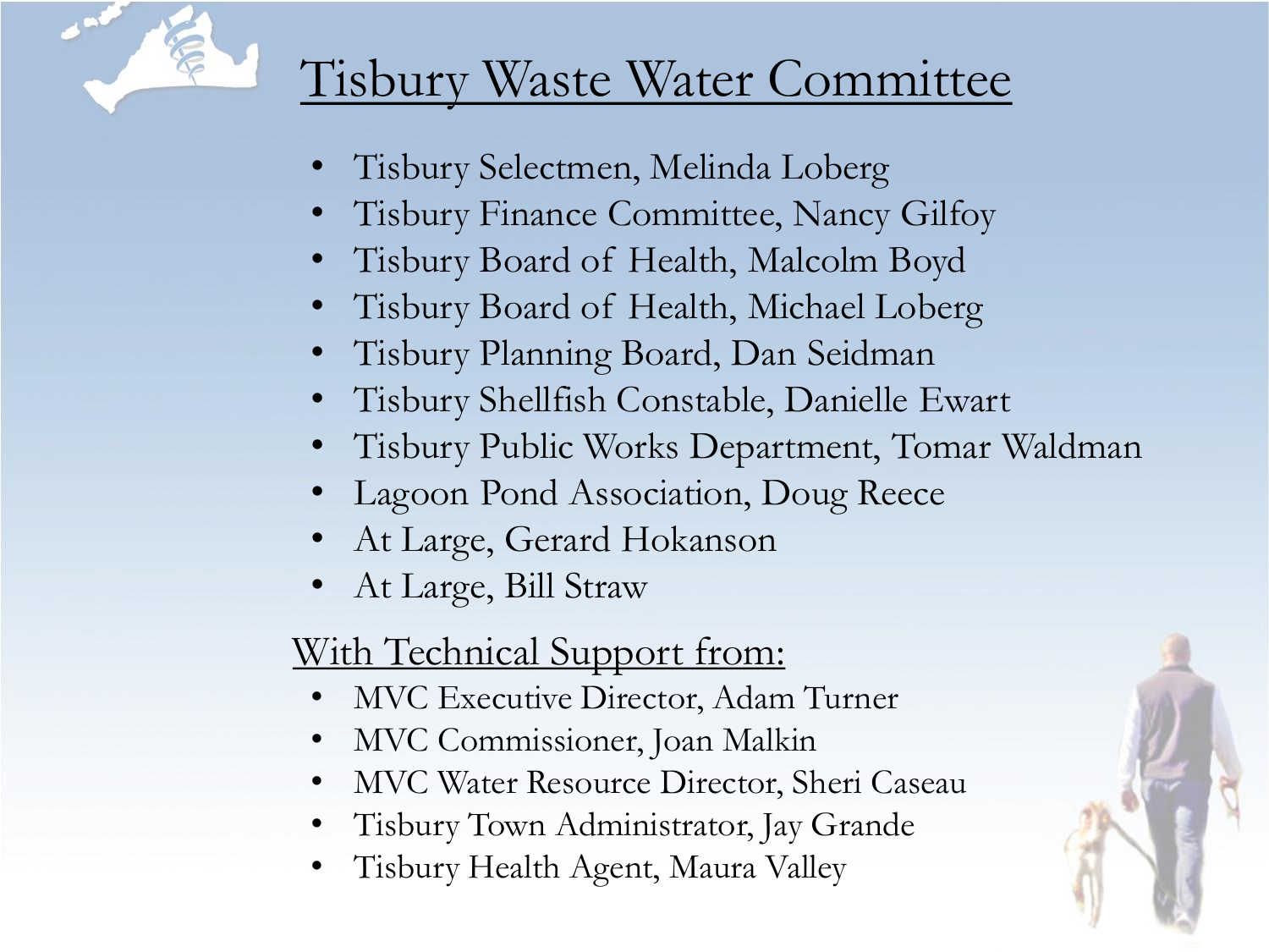# Tisbury Waste Water Committee

- Tisbury Selectmen, Melinda Loberg
- Tisbury Finance Committee, Nancy Gilfoy
- Tisbury Board of Health, Malcolm Boyd
- Tisbury Board of Health, Michael Loberg
- Tisbury Planning Board, Dan Seidman
- Tisbury Shellfish Constable, Danielle Ewart
- Tisbury Public Works Department, Tomar Waldman
- Lagoon Pond Association, Doug Reece
- At Large, Gerard Hokanson
- At Large, Bill Straw

## With Technical Support from:

- MVC Executive Director, Adam Turner
- MVC Commissioner, Joan Malkin
- MVC Water Resource Director, Sheri Caseau
- Tisbury Town Administrator, Jay Grande
- Tisbury Health Agent, Maura Valley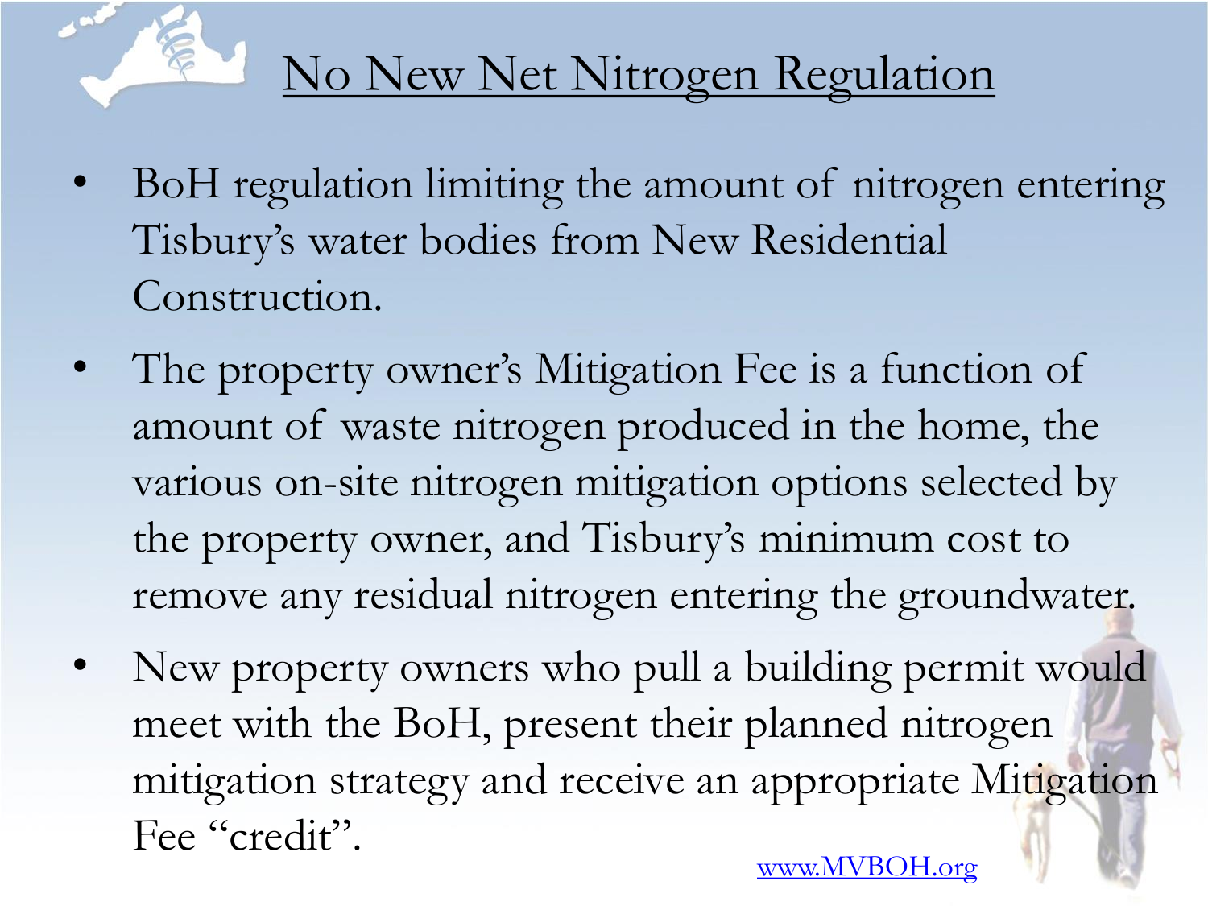# No New Net Nitrogen Regulation

- BoH regulation limiting the amount of nitrogen entering Tisbury's water bodies from New Residential Construction.
- The property owner's Mitigation Fee is a function of amount of waste nitrogen produced in the home, the various on-site nitrogen mitigation options selected by the property owner, and Tisbury's minimum cost to remove any residual nitrogen entering the groundwater.
- New property owners who pull a building permit would meet with the BoH, present their planned nitrogen mitigation strategy and receive an appropriate Mitigation Fee "credit".

www.MVBOH.org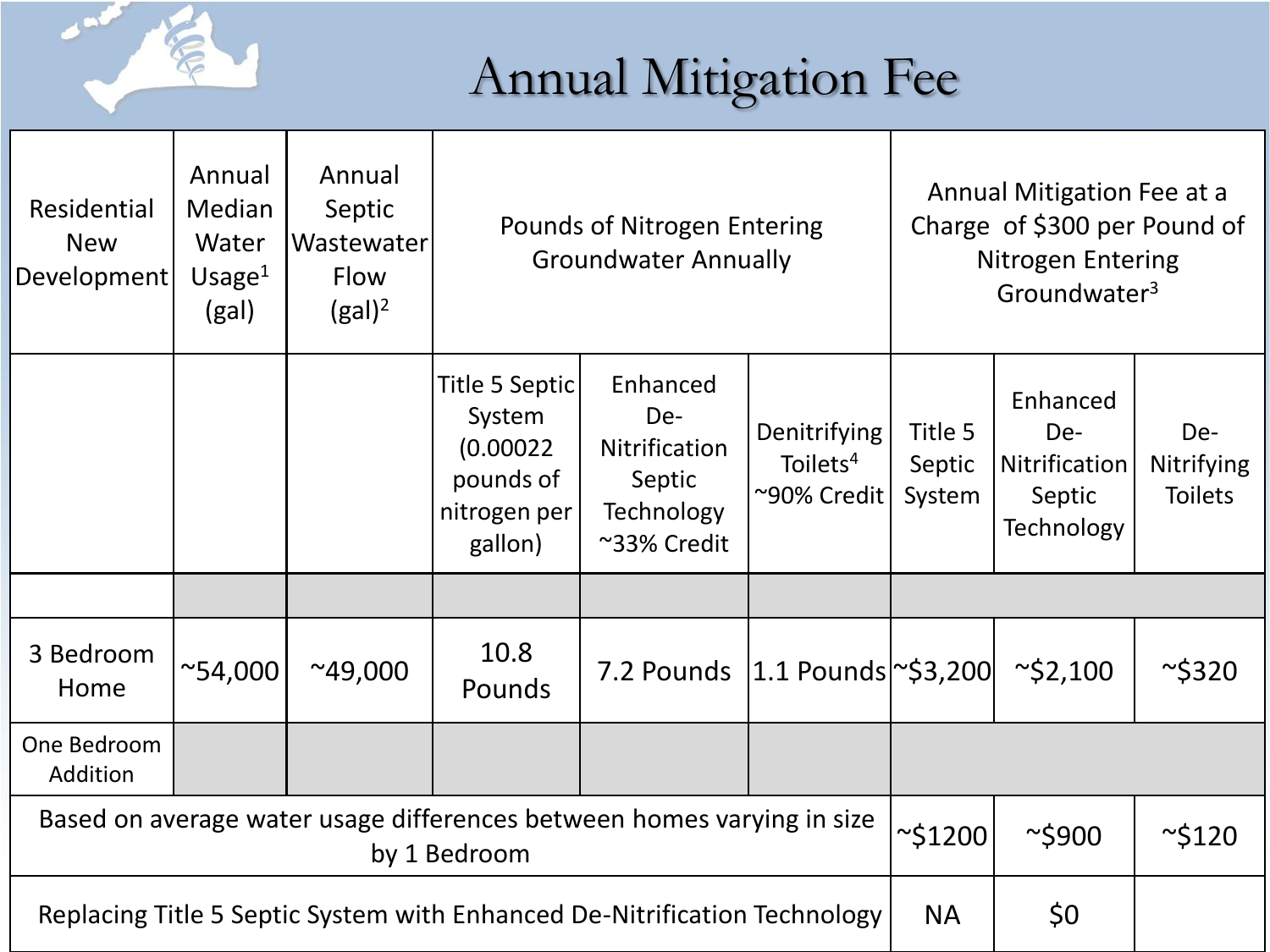# Annual Mitigation Fee

| Residential New Development | Annual Median Water Usage[1] (gal) | Annual Septic Wastewater Flow (gal)[2] | Pounds of Nitrogen Entering Groundwater Annually | | | Annual Mitigation Fee at a Charge of $300 per Pound of Nitrogen Entering Groundwater[3] | | |
|---|---|---|---|---|---|---|---|---|
| | | | Title 5 Septic System (0.00022 pounds of nitrogen per gallon) | Enhanced De-Nitrification Septic Technology ~33% Credit | Denitrifying Toilets[4] ~90% Credit | Title 5 Septic System | Enhanced De-Nitrification Septic Technology | De-Nitrifying Toilets |
| | | | | | | | | |
| 3 Bedroom Home | ~54,000 | ~49,000 | 10.8 Pounds | 7.2 Pounds | 1.1 Pounds | ~$3,200 | ~$2,100 | ~$320 |
| One Bedroom Addition | | | | | | | | |
| Based on average water usage differences between homes varying in size by 1 Bedroom | | | | | | ~$1200 | ~$900 | ~$120 |
| Replacing Title 5 Septic System with Enhanced De-Nitrification Technology | | | | | | NA | $0 | |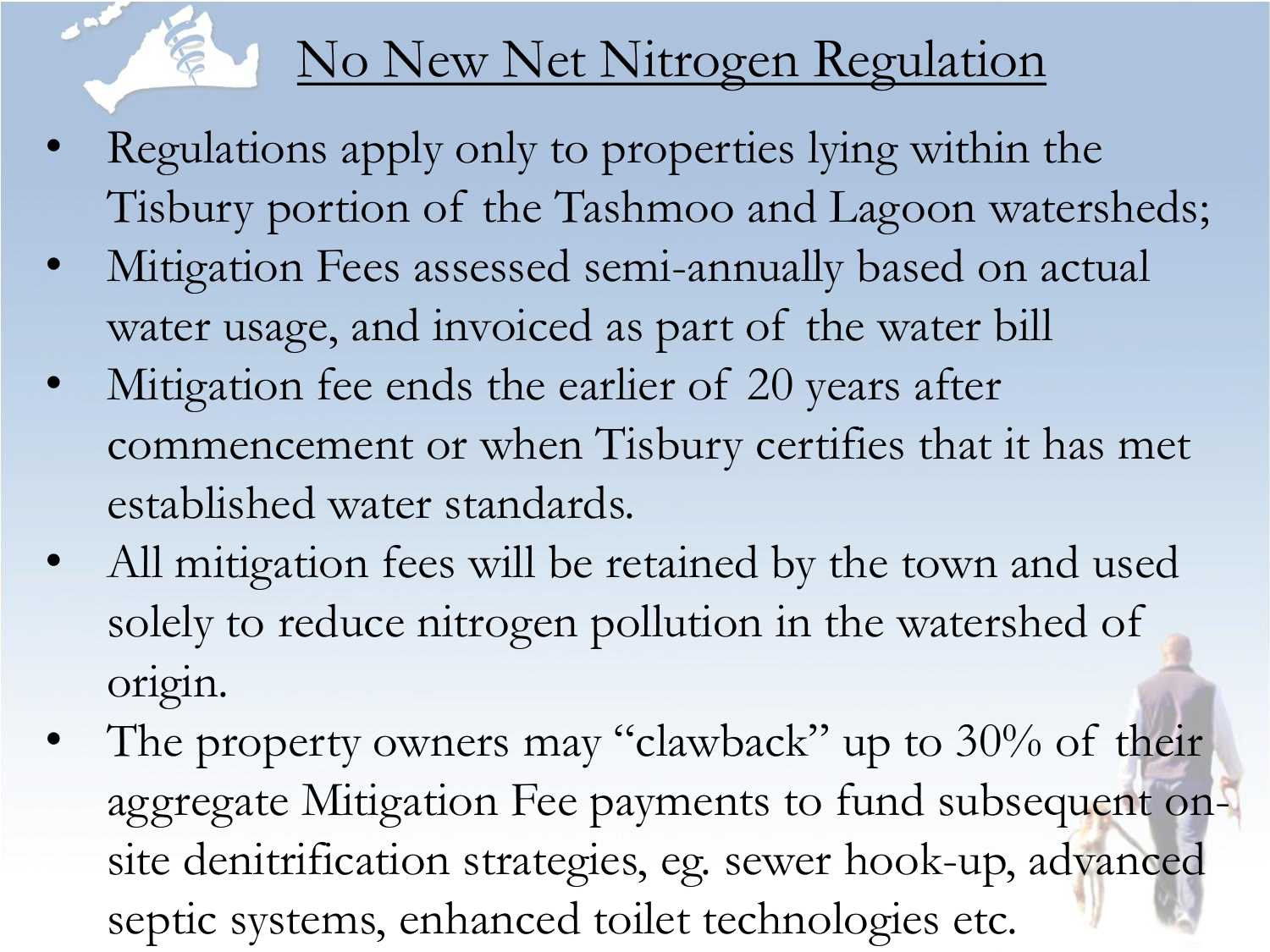# No New Net Nitrogen Regulation

- Regulations apply only to properties lying within the Tisbury portion of the Tashmoo and Lagoon watersheds;
- Mitigation Fees assessed semi-annually based on actual water usage, and invoiced as part of the water bill
- Mitigation fee ends the earlier of 20 years after commencement or when Tisbury certifies that it has met established water standards.
- All mitigation fees will be retained by the town and used solely to reduce nitrogen pollution in the watershed of origin.
- The property owners may "clawback" up to 30% of their aggregate Mitigation Fee payments to fund subsequent on-site denitrification strategies, eg. sewer hook-up, advanced septic systems, enhanced toilet technologies etc.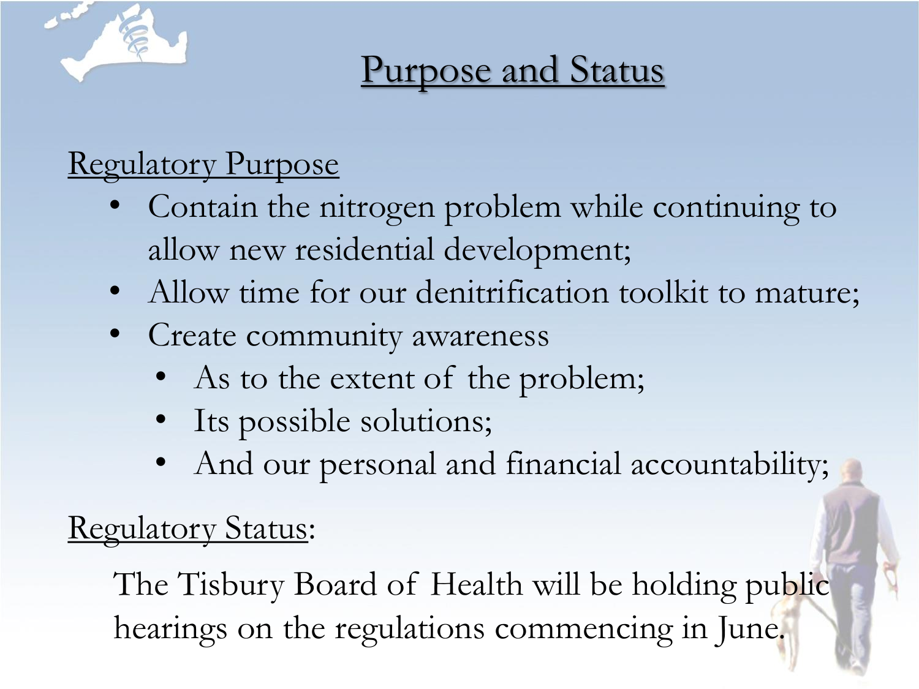# Purpose and Status

## Regulatory Purpose

- Contain the nitrogen problem while continuing to allow new residential development;
- Allow time for our denitrification toolkit to mature;
- Create community awareness
  - As to the extent of the problem;
  - Its possible solutions;
  - And our personal and financial accountability;

## Regulatory Status:

The Tisbury Board of Health will be holding public hearings on the regulations commencing in June.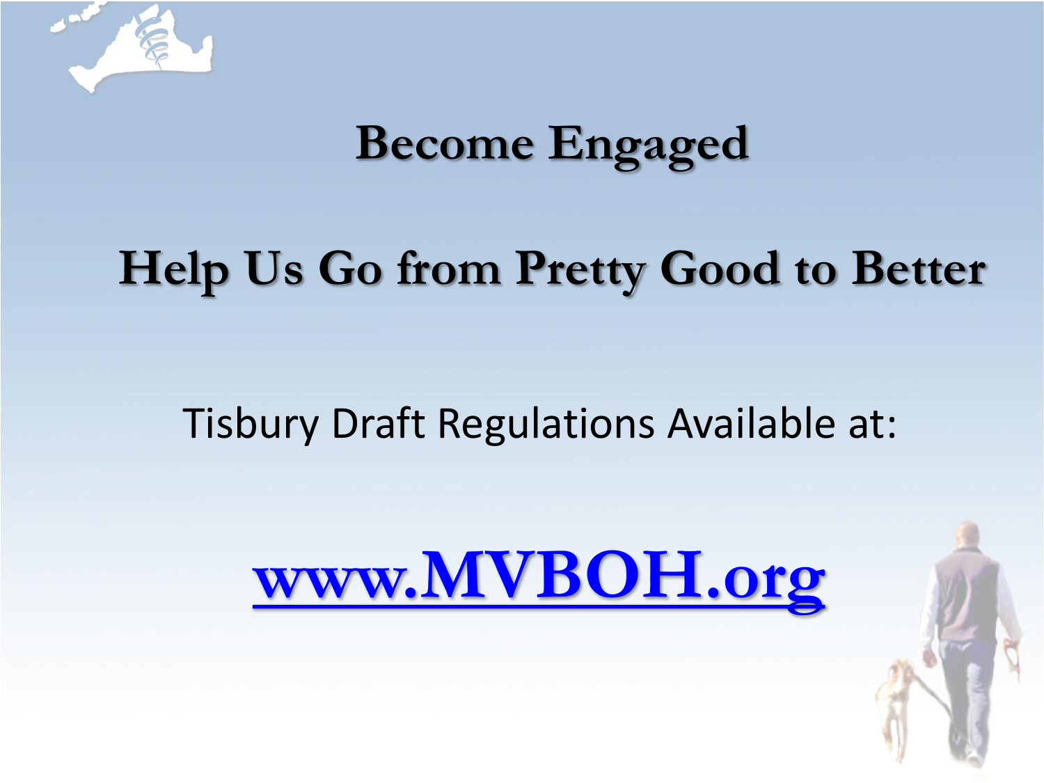# Become Engaged

## Help Us Go from Pretty Good to Better

Tisbury Draft Regulations Available at:

**[www.MVBOH.org](http://www.MVBOH.org)**